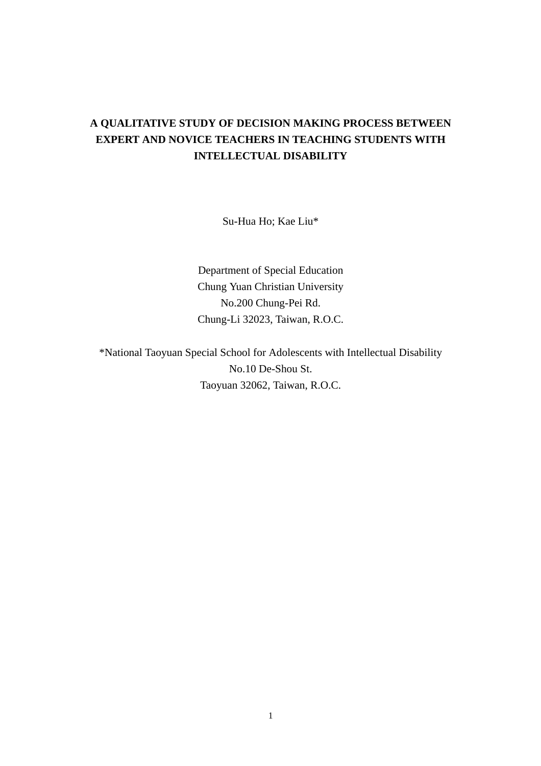# A QUALITATIVE STUDY OF DECISION MAKING PROCESS BETWEEN EXPERT AND NOVICE TEACHERS IN TEACHING STUDENTS WITH INTELLECTUAL DISABILITY

Su-Hua Ho; Kae Liu*

Department of Special Education
Chung Yuan Christian University
No.200 Chung-Pei Rd.
Chung-Li 32023, Taiwan, R.O.C.

*National Taoyuan Special School for Adolescents with Intellectual Disability
No.10 De-Shou St.
Taoyuan 32062, Taiwan, R.O.C.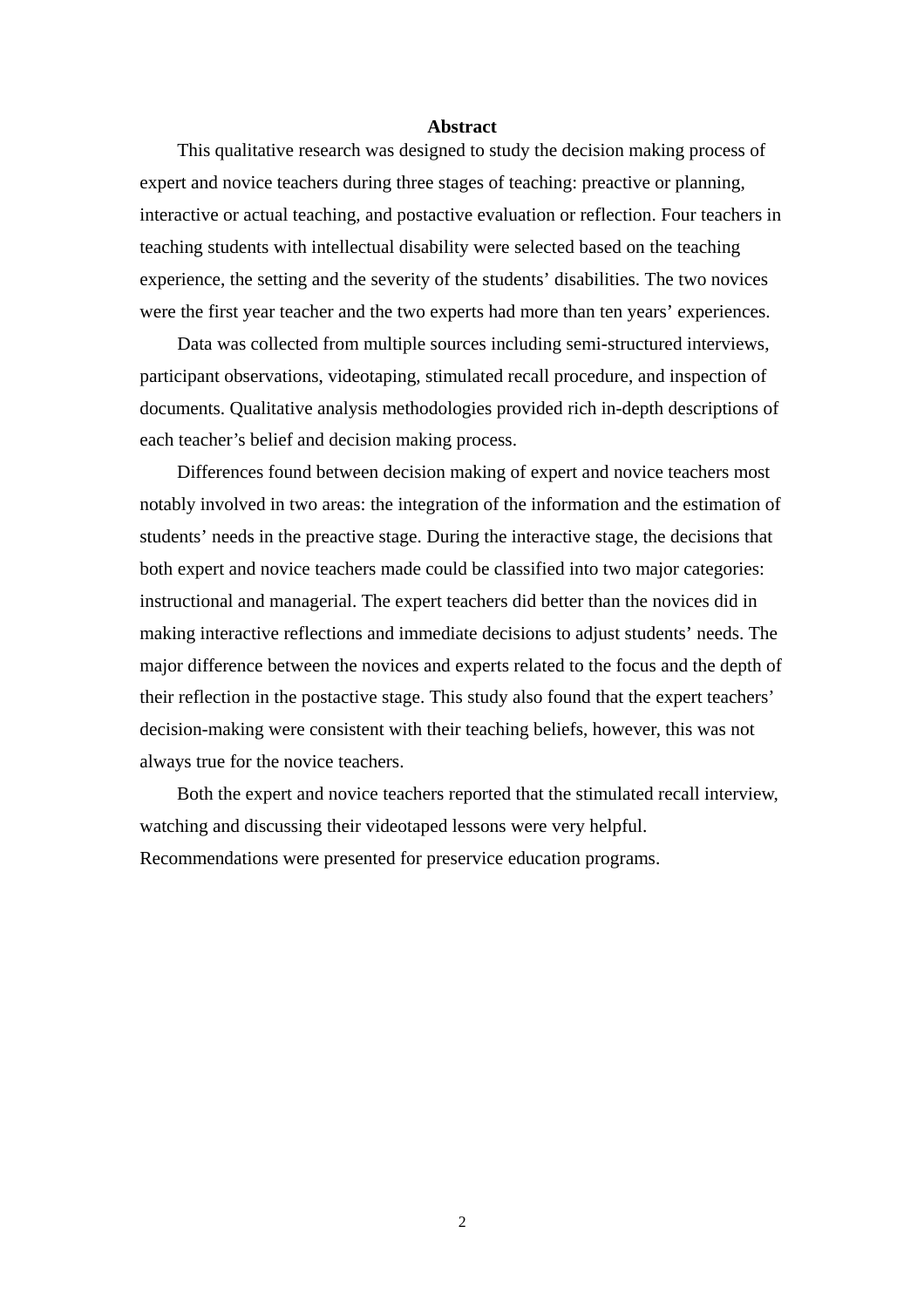## Abstract

This qualitative research was designed to study the decision making process of expert and novice teachers during three stages of teaching: preactive or planning, interactive or actual teaching, and postactive evaluation or reflection. Four teachers in teaching students with intellectual disability were selected based on the teaching experience, the setting and the severity of the students' disabilities. The two novices were the first year teacher and the two experts had more than ten years' experiences.

Data was collected from multiple sources including semi-structured interviews, participant observations, videotaping, stimulated recall procedure, and inspection of documents. Qualitative analysis methodologies provided rich in-depth descriptions of each teacher's belief and decision making process.

Differences found between decision making of expert and novice teachers most notably involved in two areas: the integration of the information and the estimation of students' needs in the preactive stage. During the interactive stage, the decisions that both expert and novice teachers made could be classified into two major categories: instructional and managerial. The expert teachers did better than the novices did in making interactive reflections and immediate decisions to adjust students' needs. The major difference between the novices and experts related to the focus and the depth of their reflection in the postactive stage. This study also found that the expert teachers' decision-making were consistent with their teaching beliefs, however, this was not always true for the novice teachers.

Both the expert and novice teachers reported that the stimulated recall interview, watching and discussing their videotaped lessons were very helpful. Recommendations were presented for preservice education programs.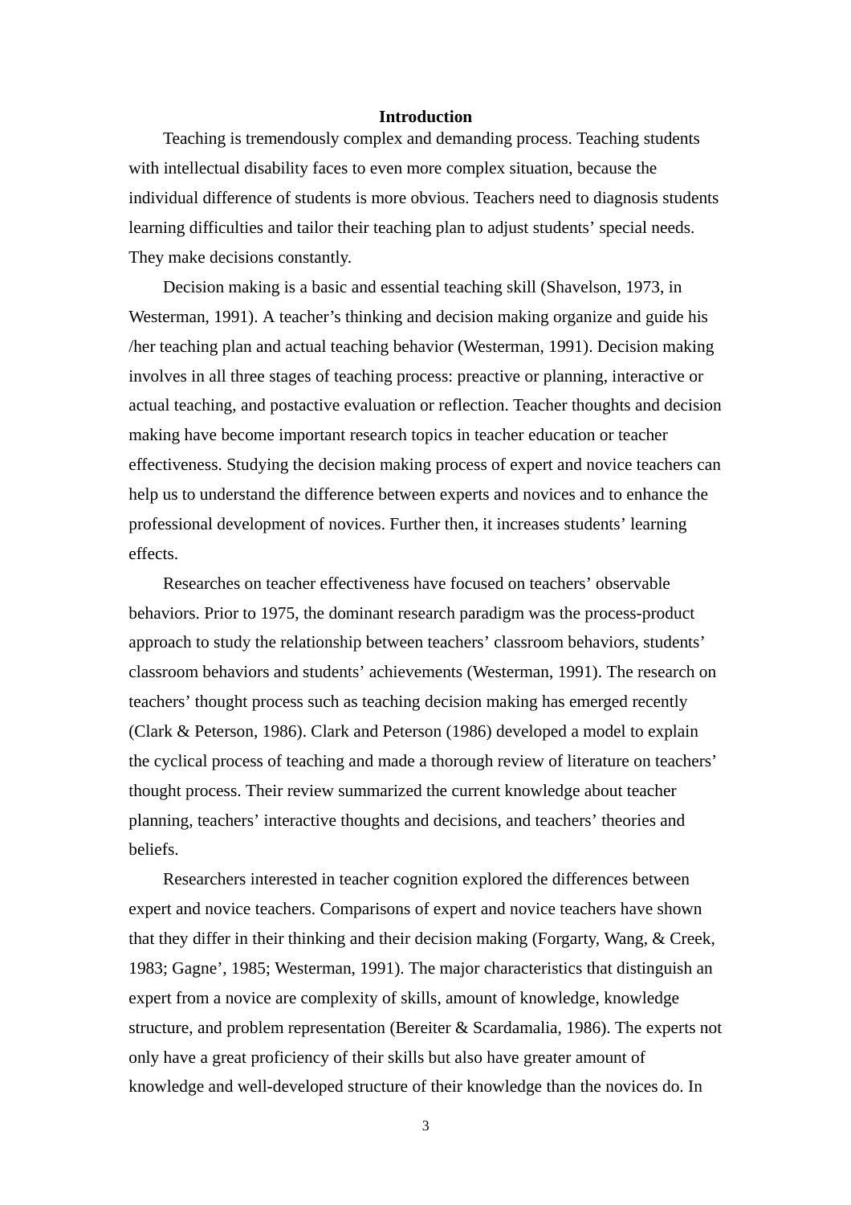# Introduction

Teaching is tremendously complex and demanding process. Teaching students with intellectual disability faces to even more complex situation, because the individual difference of students is more obvious. Teachers need to diagnosis students learning difficulties and tailor their teaching plan to adjust students' special needs. They make decisions constantly.

Decision making is a basic and essential teaching skill (Shavelson, 1973, in Westerman, 1991). A teacher's thinking and decision making organize and guide his /her teaching plan and actual teaching behavior (Westerman, 1991). Decision making involves in all three stages of teaching process: preactive or planning, interactive or actual teaching, and postactive evaluation or reflection. Teacher thoughts and decision making have become important research topics in teacher education or teacher effectiveness. Studying the decision making process of expert and novice teachers can help us to understand the difference between experts and novices and to enhance the professional development of novices. Further then, it increases students' learning effects.

Researches on teacher effectiveness have focused on teachers' observable behaviors. Prior to 1975, the dominant research paradigm was the process-product approach to study the relationship between teachers' classroom behaviors, students' classroom behaviors and students' achievements (Westerman, 1991). The research on teachers' thought process such as teaching decision making has emerged recently (Clark & Peterson, 1986). Clark and Peterson (1986) developed a model to explain the cyclical process of teaching and made a thorough review of literature on teachers' thought process. Their review summarized the current knowledge about teacher planning, teachers' interactive thoughts and decisions, and teachers' theories and beliefs.

Researchers interested in teacher cognition explored the differences between expert and novice teachers. Comparisons of expert and novice teachers have shown that they differ in their thinking and their decision making (Forgarty, Wang, & Creek, 1983; Gagne', 1985; Westerman, 1991). The major characteristics that distinguish an expert from a novice are complexity of skills, amount of knowledge, knowledge structure, and problem representation (Bereiter & Scardamalia, 1986). The experts not only have a great proficiency of their skills but also have greater amount of knowledge and well-developed structure of their knowledge than the novices do. In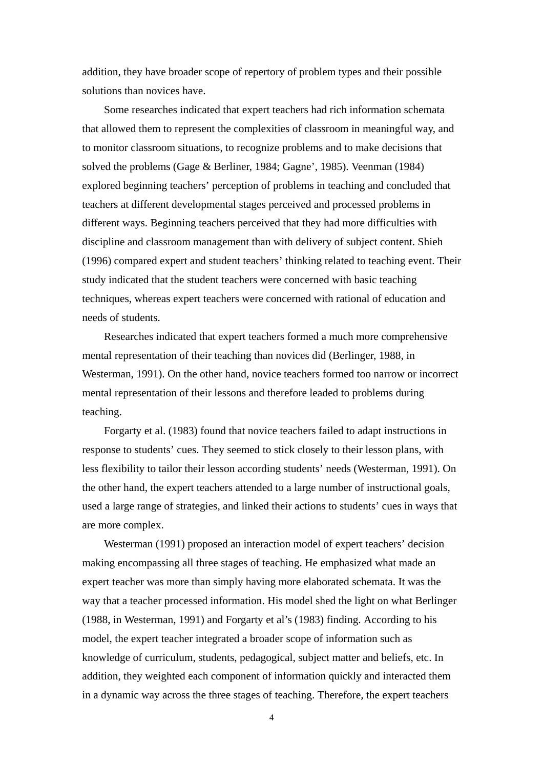addition, they have broader scope of repertory of problem types and their possible solutions than novices have.

Some researches indicated that expert teachers had rich information schemata that allowed them to represent the complexities of classroom in meaningful way, and to monitor classroom situations, to recognize problems and to make decisions that solved the problems (Gage & Berliner, 1984; Gagne', 1985). Veenman (1984) explored beginning teachers' perception of problems in teaching and concluded that teachers at different developmental stages perceived and processed problems in different ways. Beginning teachers perceived that they had more difficulties with discipline and classroom management than with delivery of subject content. Shieh (1996) compared expert and student teachers' thinking related to teaching event. Their study indicated that the student teachers were concerned with basic teaching techniques, whereas expert teachers were concerned with rational of education and needs of students.

Researches indicated that expert teachers formed a much more comprehensive mental representation of their teaching than novices did (Berlinger, 1988, in Westerman, 1991). On the other hand, novice teachers formed too narrow or incorrect mental representation of their lessons and therefore leaded to problems during teaching.

Forgarty et al. (1983) found that novice teachers failed to adapt instructions in response to students' cues. They seemed to stick closely to their lesson plans, with less flexibility to tailor their lesson according students' needs (Westerman, 1991). On the other hand, the expert teachers attended to a large number of instructional goals, used a large range of strategies, and linked their actions to students' cues in ways that are more complex.

Westerman (1991) proposed an interaction model of expert teachers' decision making encompassing all three stages of teaching. He emphasized what made an expert teacher was more than simply having more elaborated schemata. It was the way that a teacher processed information. His model shed the light on what Berlinger (1988, in Westerman, 1991) and Forgarty et al's (1983) finding. According to his model, the expert teacher integrated a broader scope of information such as knowledge of curriculum, students, pedagogical, subject matter and beliefs, etc. In addition, they weighted each component of information quickly and interacted them in a dynamic way across the three stages of teaching. Therefore, the expert teachers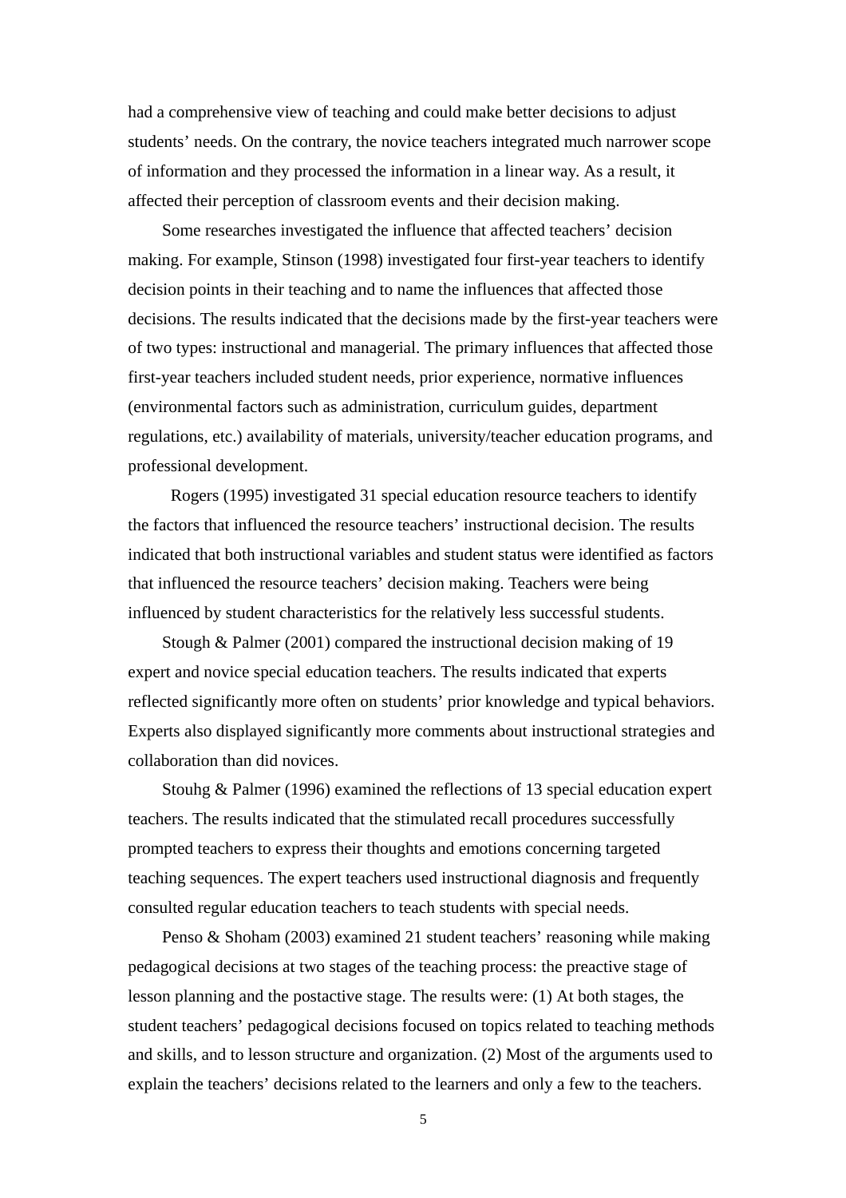had a comprehensive view of teaching and could make better decisions to adjust students' needs. On the contrary, the novice teachers integrated much narrower scope of information and they processed the information in a linear way. As a result, it affected their perception of classroom events and their decision making.

Some researches investigated the influence that affected teachers' decision making. For example, Stinson (1998) investigated four first-year teachers to identify decision points in their teaching and to name the influences that affected those decisions. The results indicated that the decisions made by the first-year teachers were of two types: instructional and managerial. The primary influences that affected those first-year teachers included student needs, prior experience, normative influences (environmental factors such as administration, curriculum guides, department regulations, etc.) availability of materials, university/teacher education programs, and professional development.

Rogers (1995) investigated 31 special education resource teachers to identify the factors that influenced the resource teachers' instructional decision. The results indicated that both instructional variables and student status were identified as factors that influenced the resource teachers' decision making. Teachers were being influenced by student characteristics for the relatively less successful students.

Stough & Palmer (2001) compared the instructional decision making of 19 expert and novice special education teachers. The results indicated that experts reflected significantly more often on students' prior knowledge and typical behaviors. Experts also displayed significantly more comments about instructional strategies and collaboration than did novices.

Stouhg & Palmer (1996) examined the reflections of 13 special education expert teachers. The results indicated that the stimulated recall procedures successfully prompted teachers to express their thoughts and emotions concerning targeted teaching sequences. The expert teachers used instructional diagnosis and frequently consulted regular education teachers to teach students with special needs.

Penso & Shoham (2003) examined 21 student teachers' reasoning while making pedagogical decisions at two stages of the teaching process: the preactive stage of lesson planning and the postactive stage. The results were: (1) At both stages, the student teachers' pedagogical decisions focused on topics related to teaching methods and skills, and to lesson structure and organization. (2) Most of the arguments used to explain the teachers' decisions related to the learners and only a few to the teachers.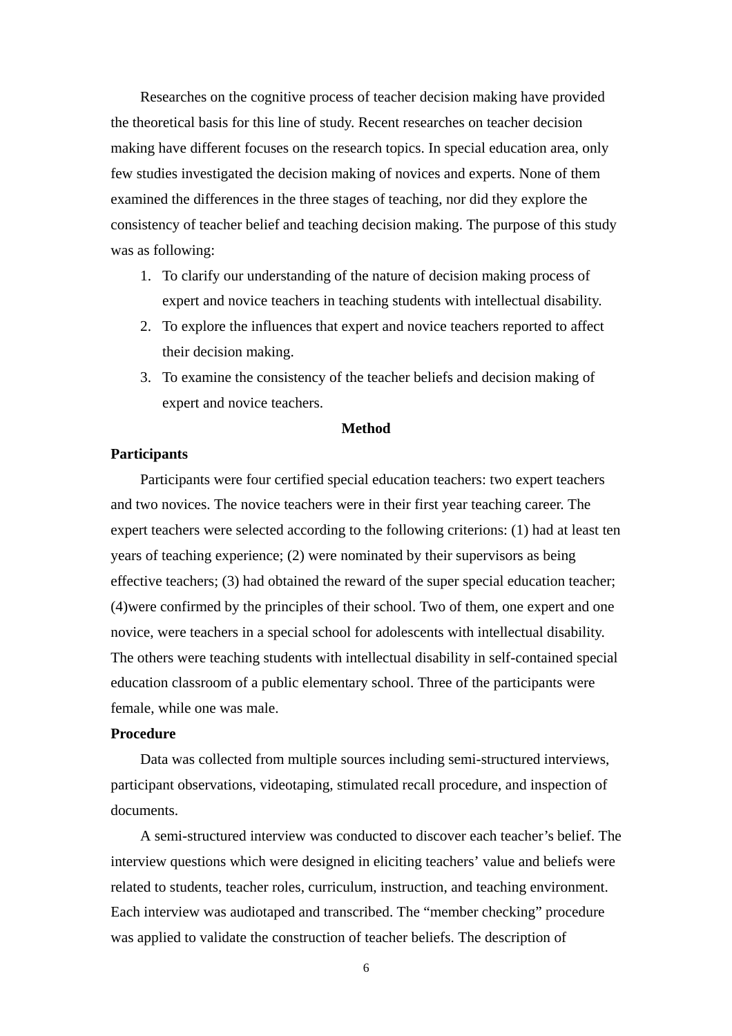Researches on the cognitive process of teacher decision making have provided the theoretical basis for this line of study. Recent researches on teacher decision making have different focuses on the research topics. In special education area, only few studies investigated the decision making of novices and experts. None of them examined the differences in the three stages of teaching, nor did they explore the consistency of teacher belief and teaching decision making. The purpose of this study was as following:

1. To clarify our understanding of the nature of decision making process of expert and novice teachers in teaching students with intellectual disability.
2. To explore the influences that expert and novice teachers reported to affect their decision making.
3. To examine the consistency of the teacher beliefs and decision making of expert and novice teachers.

## Method

### Participants

Participants were four certified special education teachers: two expert teachers and two novices. The novice teachers were in their first year teaching career. The expert teachers were selected according to the following criterions: (1) had at least ten years of teaching experience; (2) were nominated by their supervisors as being effective teachers; (3) had obtained the reward of the super special education teacher; (4)were confirmed by the principles of their school. Two of them, one expert and one novice, were teachers in a special school for adolescents with intellectual disability. The others were teaching students with intellectual disability in self-contained special education classroom of a public elementary school. Three of the participants were female, while one was male.

### Procedure

Data was collected from multiple sources including semi-structured interviews, participant observations, videotaping, stimulated recall procedure, and inspection of documents.

A semi-structured interview was conducted to discover each teacher's belief. The interview questions which were designed in eliciting teachers' value and beliefs were related to students, teacher roles, curriculum, instruction, and teaching environment. Each interview was audiotaped and transcribed. The "member checking" procedure was applied to validate the construction of teacher beliefs. The description of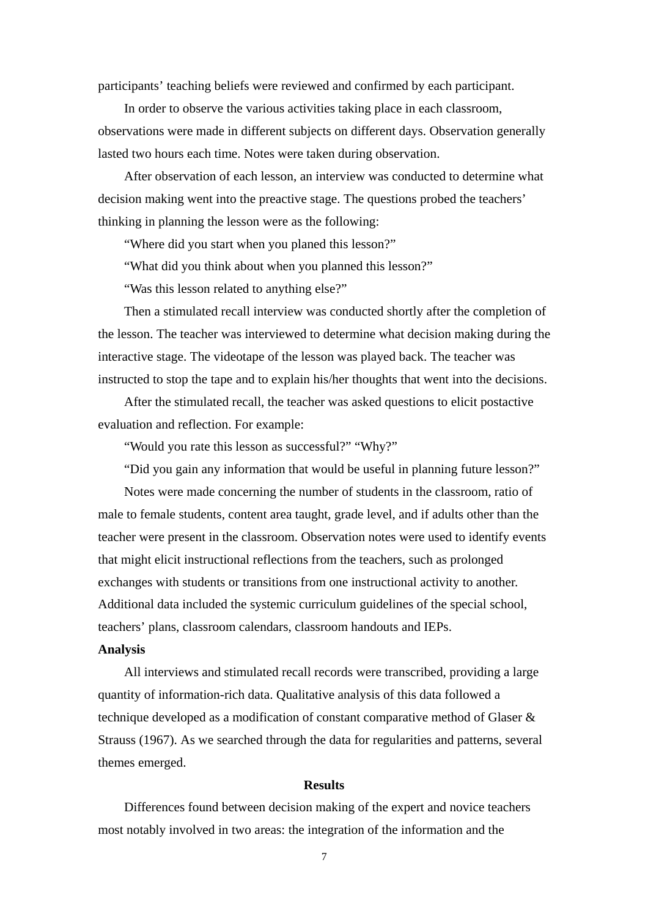participants' teaching beliefs were reviewed and confirmed by each participant.

In order to observe the various activities taking place in each classroom, observations were made in different subjects on different days. Observation generally lasted two hours each time. Notes were taken during observation.

After observation of each lesson, an interview was conducted to determine what decision making went into the preactive stage. The questions probed the teachers' thinking in planning the lesson were as the following:

"Where did you start when you planed this lesson?"

"What did you think about when you planned this lesson?"

"Was this lesson related to anything else?"

Then a stimulated recall interview was conducted shortly after the completion of the lesson. The teacher was interviewed to determine what decision making during the interactive stage. The videotape of the lesson was played back. The teacher was instructed to stop the tape and to explain his/her thoughts that went into the decisions.

After the stimulated recall, the teacher was asked questions to elicit postactive evaluation and reflection. For example:

"Would you rate this lesson as successful?" "Why?"

"Did you gain any information that would be useful in planning future lesson?"

Notes were made concerning the number of students in the classroom, ratio of male to female students, content area taught, grade level, and if adults other than the teacher were present in the classroom. Observation notes were used to identify events that might elicit instructional reflections from the teachers, such as prolonged exchanges with students or transitions from one instructional activity to another. Additional data included the systemic curriculum guidelines of the special school, teachers' plans, classroom calendars, classroom handouts and IEPs.

**Analysis**

All interviews and stimulated recall records were transcribed, providing a large quantity of information-rich data. Qualitative analysis of this data followed a technique developed as a modification of constant comparative method of Glaser & Strauss (1967). As we searched through the data for regularities and patterns, several themes emerged.

## Results

Differences found between decision making of the expert and novice teachers most notably involved in two areas: the integration of the information and the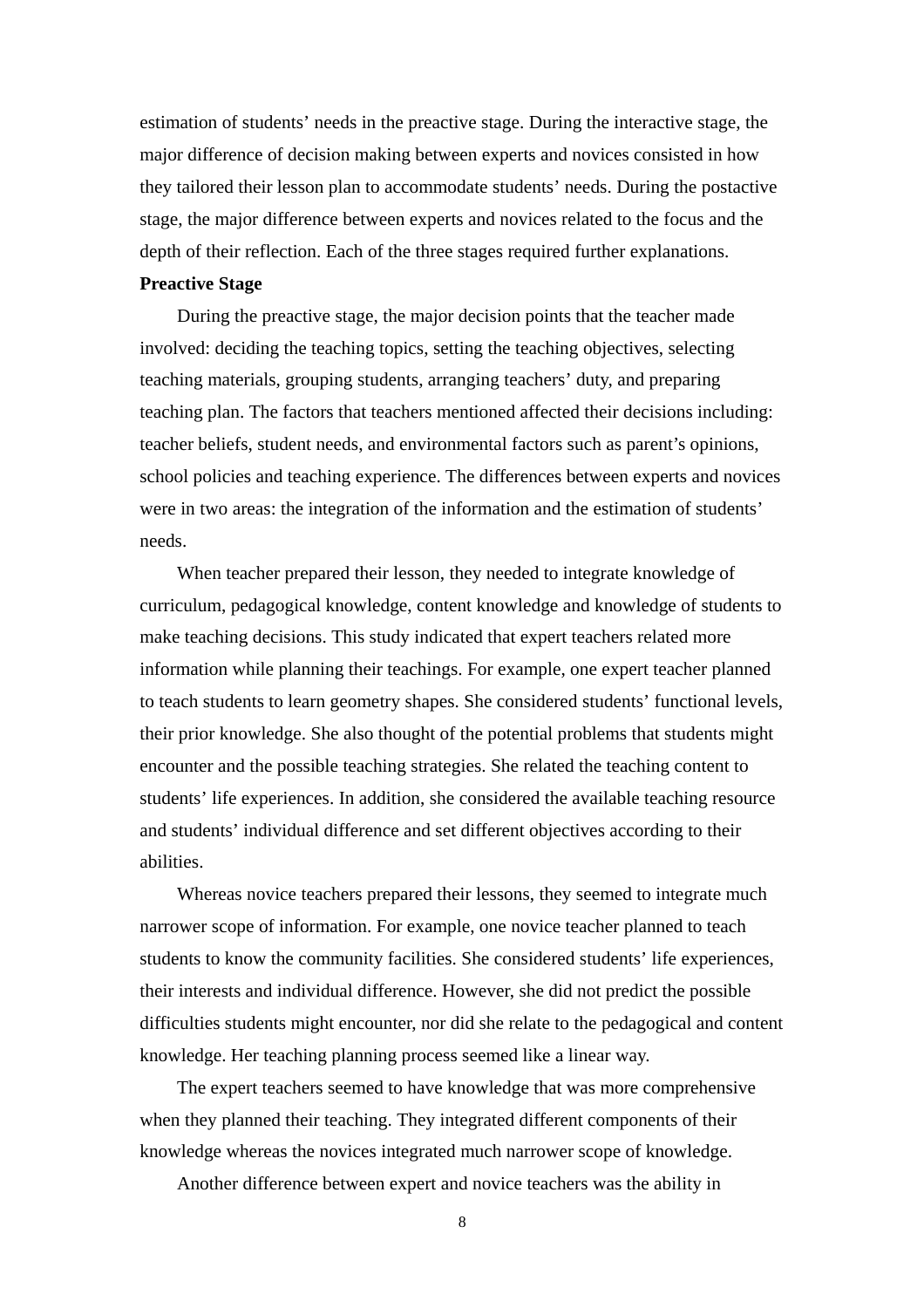estimation of students' needs in the preactive stage. During the interactive stage, the major difference of decision making between experts and novices consisted in how they tailored their lesson plan to accommodate students' needs. During the postactive stage, the major difference between experts and novices related to the focus and the depth of their reflection. Each of the three stages required further explanations.

**Preactive Stage**

During the preactive stage, the major decision points that the teacher made involved: deciding the teaching topics, setting the teaching objectives, selecting teaching materials, grouping students, arranging teachers' duty, and preparing teaching plan. The factors that teachers mentioned affected their decisions including: teacher beliefs, student needs, and environmental factors such as parent's opinions, school policies and teaching experience. The differences between experts and novices were in two areas: the integration of the information and the estimation of students' needs.

When teacher prepared their lesson, they needed to integrate knowledge of curriculum, pedagogical knowledge, content knowledge and knowledge of students to make teaching decisions. This study indicated that expert teachers related more information while planning their teachings. For example, one expert teacher planned to teach students to learn geometry shapes. She considered students' functional levels, their prior knowledge. She also thought of the potential problems that students might encounter and the possible teaching strategies. She related the teaching content to students' life experiences. In addition, she considered the available teaching resource and students' individual difference and set different objectives according to their abilities.

Whereas novice teachers prepared their lessons, they seemed to integrate much narrower scope of information. For example, one novice teacher planned to teach students to know the community facilities. She considered students' life experiences, their interests and individual difference. However, she did not predict the possible difficulties students might encounter, nor did she relate to the pedagogical and content knowledge. Her teaching planning process seemed like a linear way.

The expert teachers seemed to have knowledge that was more comprehensive when they planned their teaching. They integrated different components of their knowledge whereas the novices integrated much narrower scope of knowledge.

Another difference between expert and novice teachers was the ability in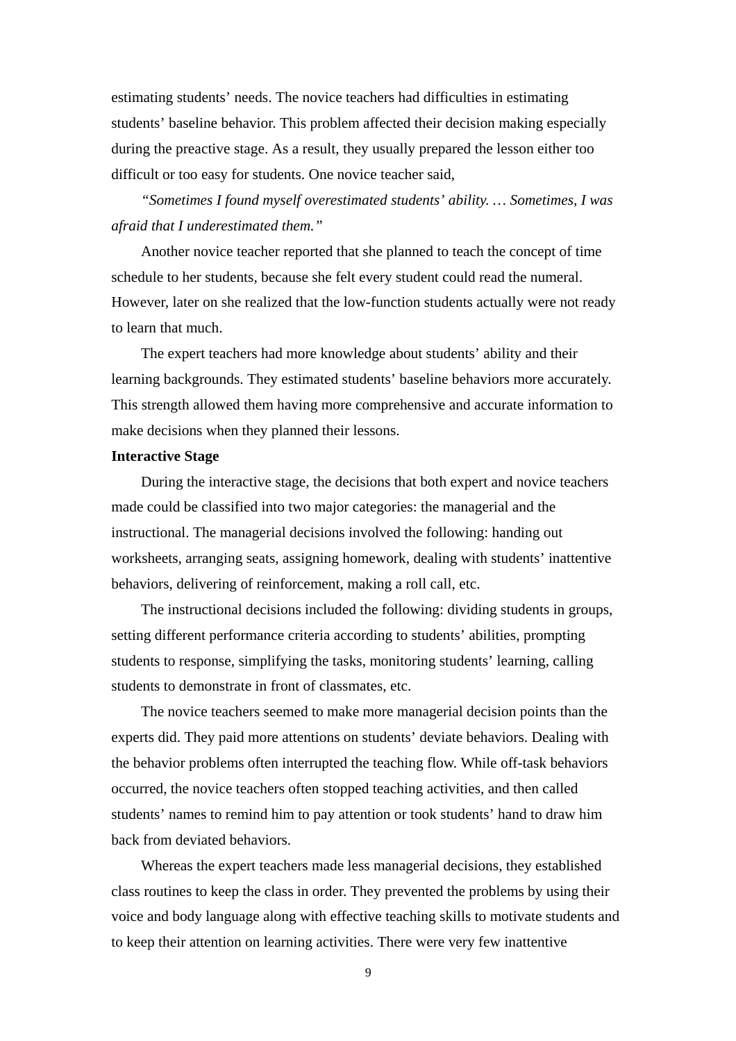estimating students' needs. The novice teachers had difficulties in estimating students' baseline behavior. This problem affected their decision making especially during the preactive stage. As a result, they usually prepared the lesson either too difficult or too easy for students. One novice teacher said,

*"Sometimes I found myself overestimated students' ability. … Sometimes, I was afraid that I underestimated them."*

Another novice teacher reported that she planned to teach the concept of time schedule to her students, because she felt every student could read the numeral. However, later on she realized that the low-function students actually were not ready to learn that much.

The expert teachers had more knowledge about students' ability and their learning backgrounds. They estimated students' baseline behaviors more accurately. This strength allowed them having more comprehensive and accurate information to make decisions when they planned their lessons.

**Interactive Stage**

During the interactive stage, the decisions that both expert and novice teachers made could be classified into two major categories: the managerial and the instructional. The managerial decisions involved the following: handing out worksheets, arranging seats, assigning homework, dealing with students' inattentive behaviors, delivering of reinforcement, making a roll call, etc.

The instructional decisions included the following: dividing students in groups, setting different performance criteria according to students' abilities, prompting students to response, simplifying the tasks, monitoring students' learning, calling students to demonstrate in front of classmates, etc.

The novice teachers seemed to make more managerial decision points than the experts did. They paid more attentions on students' deviate behaviors. Dealing with the behavior problems often interrupted the teaching flow. While off-task behaviors occurred, the novice teachers often stopped teaching activities, and then called students' names to remind him to pay attention or took students' hand to draw him back from deviated behaviors.

Whereas the expert teachers made less managerial decisions, they established class routines to keep the class in order. They prevented the problems by using their voice and body language along with effective teaching skills to motivate students and to keep their attention on learning activities. There were very few inattentive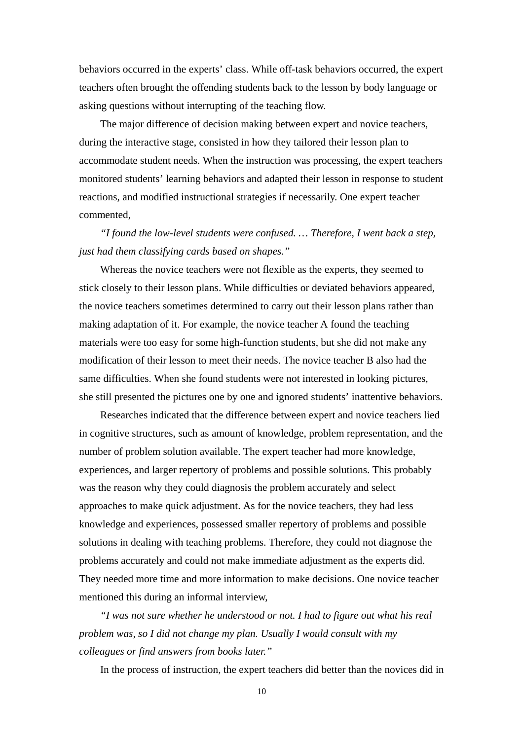behaviors occurred in the experts' class. While off-task behaviors occurred, the expert teachers often brought the offending students back to the lesson by body language or asking questions without interrupting of the teaching flow.

The major difference of decision making between expert and novice teachers, during the interactive stage, consisted in how they tailored their lesson plan to accommodate student needs. When the instruction was processing, the expert teachers monitored students' learning behaviors and adapted their lesson in response to student reactions, and modified instructional strategies if necessarily. One expert teacher commented,

*"I found the low-level students were confused. … Therefore, I went back a step, just had them classifying cards based on shapes."*

Whereas the novice teachers were not flexible as the experts, they seemed to stick closely to their lesson plans. While difficulties or deviated behaviors appeared, the novice teachers sometimes determined to carry out their lesson plans rather than making adaptation of it. For example, the novice teacher A found the teaching materials were too easy for some high-function students, but she did not make any modification of their lesson to meet their needs. The novice teacher B also had the same difficulties. When she found students were not interested in looking pictures, she still presented the pictures one by one and ignored students' inattentive behaviors.

Researches indicated that the difference between expert and novice teachers lied in cognitive structures, such as amount of knowledge, problem representation, and the number of problem solution available. The expert teacher had more knowledge, experiences, and larger repertory of problems and possible solutions. This probably was the reason why they could diagnosis the problem accurately and select approaches to make quick adjustment. As for the novice teachers, they had less knowledge and experiences, possessed smaller repertory of problems and possible solutions in dealing with teaching problems. Therefore, they could not diagnose the problems accurately and could not make immediate adjustment as the experts did. They needed more time and more information to make decisions. One novice teacher mentioned this during an informal interview,

*"I was not sure whether he understood or not. I had to figure out what his real problem was, so I did not change my plan. Usually I would consult with my colleagues or find answers from books later."*

In the process of instruction, the expert teachers did better than the novices did in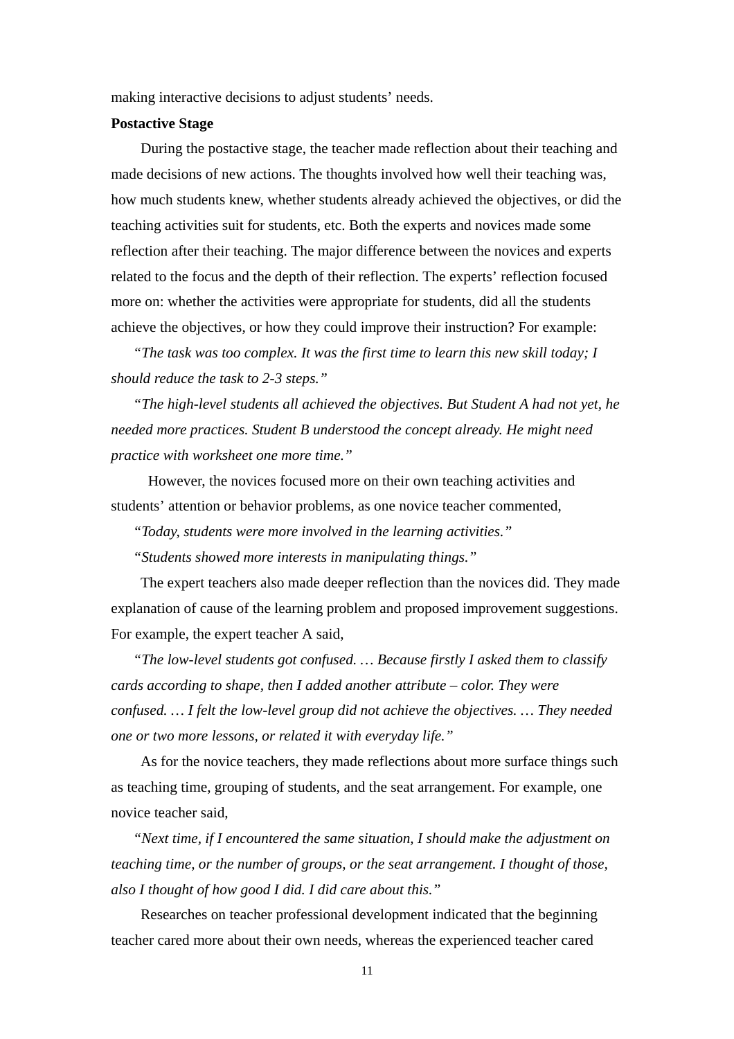making interactive decisions to adjust students' needs.

**Postactive Stage**

During the postactive stage, the teacher made reflection about their teaching and made decisions of new actions. The thoughts involved how well their teaching was, how much students knew, whether students already achieved the objectives, or did the teaching activities suit for students, etc. Both the experts and novices made some reflection after their teaching. The major difference between the novices and experts related to the focus and the depth of their reflection. The experts' reflection focused more on: whether the activities were appropriate for students, did all the students achieve the objectives, or how they could improve their instruction? For example:

*"The task was too complex. It was the first time to learn this new skill today; I should reduce the task to 2-3 steps."*

*"The high-level students all achieved the objectives. But Student A had not yet, he needed more practices. Student B understood the concept already. He might need practice with worksheet one more time."*

However, the novices focused more on their own teaching activities and students' attention or behavior problems, as one novice teacher commented,

*"Today, students were more involved in the learning activities."*

*"Students showed more interests in manipulating things."*

The expert teachers also made deeper reflection than the novices did. They made explanation of cause of the learning problem and proposed improvement suggestions. For example, the expert teacher A said,

*"The low-level students got confused. … Because firstly I asked them to classify cards according to shape, then I added another attribute – color. They were confused. … I felt the low-level group did not achieve the objectives. … They needed one or two more lessons, or related it with everyday life."*

As for the novice teachers, they made reflections about more surface things such as teaching time, grouping of students, and the seat arrangement. For example, one novice teacher said,

*"Next time, if I encountered the same situation, I should make the adjustment on teaching time, or the number of groups, or the seat arrangement. I thought of those, also I thought of how good I did. I did care about this."*

Researches on teacher professional development indicated that the beginning teacher cared more about their own needs, whereas the experienced teacher cared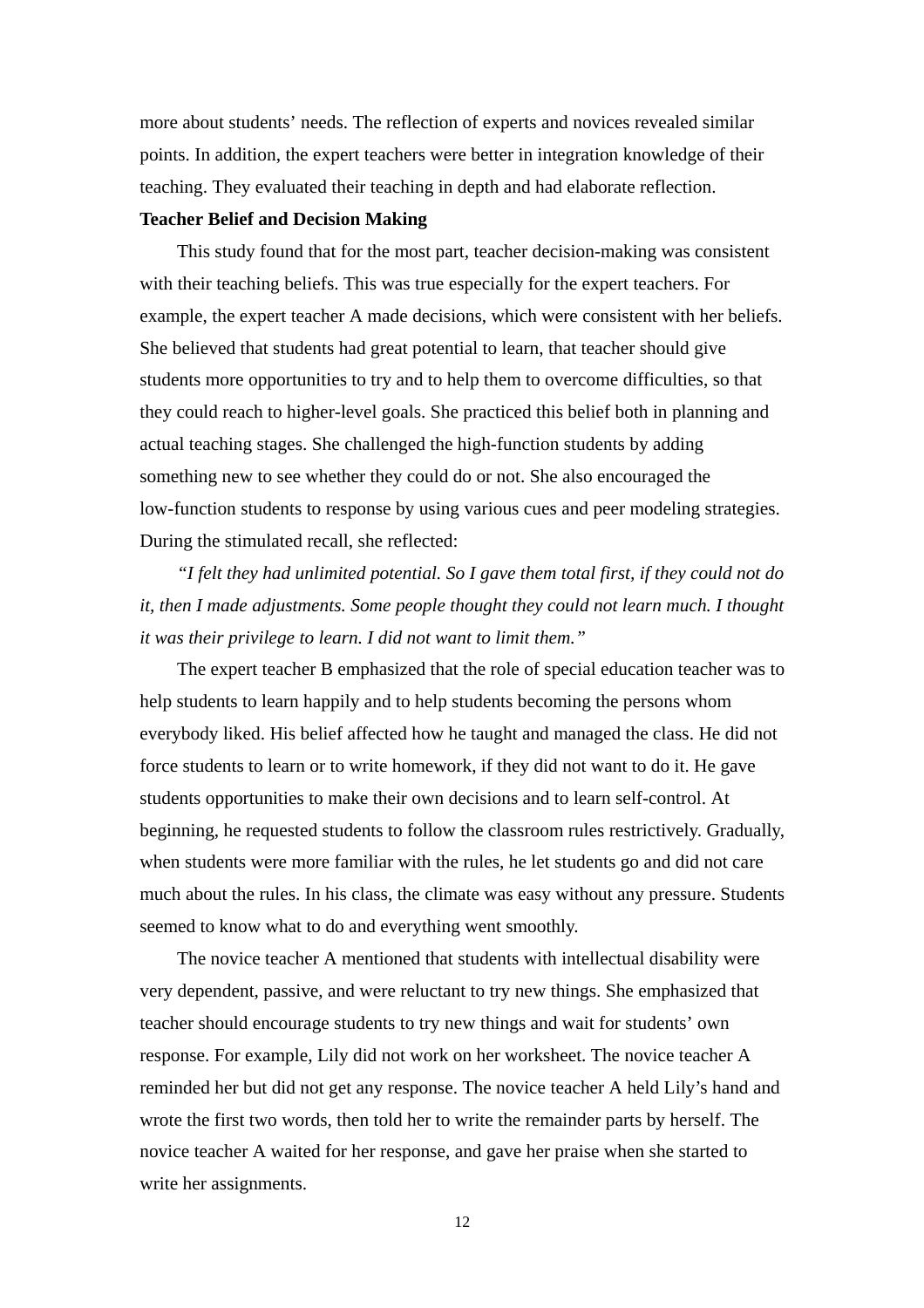more about students' needs. The reflection of experts and novices revealed similar points. In addition, the expert teachers were better in integration knowledge of their teaching. They evaluated their teaching in depth and had elaborate reflection.

**Teacher Belief and Decision Making**

This study found that for the most part, teacher decision-making was consistent with their teaching beliefs. This was true especially for the expert teachers. For example, the expert teacher A made decisions, which were consistent with her beliefs. She believed that students had great potential to learn, that teacher should give students more opportunities to try and to help them to overcome difficulties, so that they could reach to higher-level goals. She practiced this belief both in planning and actual teaching stages. She challenged the high-function students by adding something new to see whether they could do or not. She also encouraged the low-function students to response by using various cues and peer modeling strategies. During the stimulated recall, she reflected:

*"I felt they had unlimited potential. So I gave them total first, if they could not do it, then I made adjustments. Some people thought they could not learn much. I thought it was their privilege to learn. I did not want to limit them."*

The expert teacher B emphasized that the role of special education teacher was to help students to learn happily and to help students becoming the persons whom everybody liked. His belief affected how he taught and managed the class. He did not force students to learn or to write homework, if they did not want to do it. He gave students opportunities to make their own decisions and to learn self-control. At beginning, he requested students to follow the classroom rules restrictively. Gradually, when students were more familiar with the rules, he let students go and did not care much about the rules. In his class, the climate was easy without any pressure. Students seemed to know what to do and everything went smoothly.

The novice teacher A mentioned that students with intellectual disability were very dependent, passive, and were reluctant to try new things. She emphasized that teacher should encourage students to try new things and wait for students' own response. For example, Lily did not work on her worksheet. The novice teacher A reminded her but did not get any response. The novice teacher A held Lily's hand and wrote the first two words, then told her to write the remainder parts by herself. The novice teacher A waited for her response, and gave her praise when she started to write her assignments.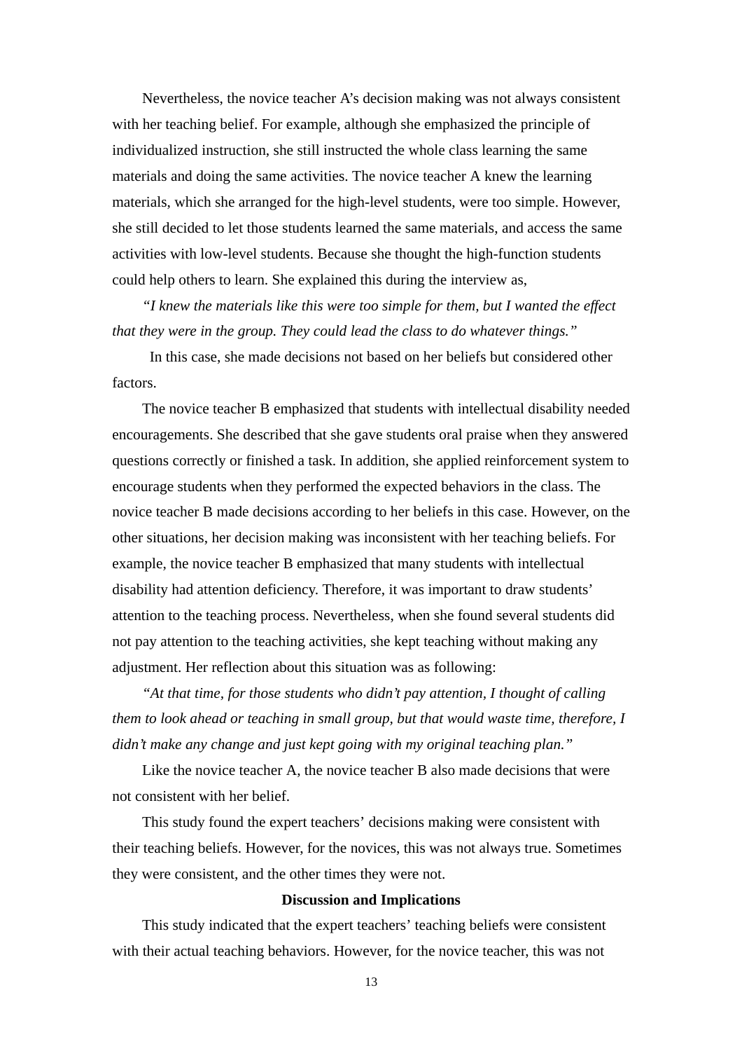Nevertheless, the novice teacher A's decision making was not always consistent with her teaching belief. For example, although she emphasized the principle of individualized instruction, she still instructed the whole class learning the same materials and doing the same activities. The novice teacher A knew the learning materials, which she arranged for the high-level students, were too simple. However, she still decided to let those students learned the same materials, and access the same activities with low-level students. Because she thought the high-function students could help others to learn. She explained this during the interview as,

*"I knew the materials like this were too simple for them, but I wanted the effect that they were in the group. They could lead the class to do whatever things."*

In this case, she made decisions not based on her beliefs but considered other factors.

The novice teacher B emphasized that students with intellectual disability needed encouragements. She described that she gave students oral praise when they answered questions correctly or finished a task. In addition, she applied reinforcement system to encourage students when they performed the expected behaviors in the class. The novice teacher B made decisions according to her beliefs in this case. However, on the other situations, her decision making was inconsistent with her teaching beliefs. For example, the novice teacher B emphasized that many students with intellectual disability had attention deficiency. Therefore, it was important to draw students' attention to the teaching process. Nevertheless, when she found several students did not pay attention to the teaching activities, she kept teaching without making any adjustment. Her reflection about this situation was as following:

*"At that time, for those students who didn't pay attention, I thought of calling them to look ahead or teaching in small group, but that would waste time, therefore, I didn't make any change and just kept going with my original teaching plan."*

Like the novice teacher A, the novice teacher B also made decisions that were not consistent with her belief.

This study found the expert teachers' decisions making were consistent with their teaching beliefs. However, for the novices, this was not always true. Sometimes they were consistent, and the other times they were not.

## Discussion and Implications

This study indicated that the expert teachers' teaching beliefs were consistent with their actual teaching behaviors. However, for the novice teacher, this was not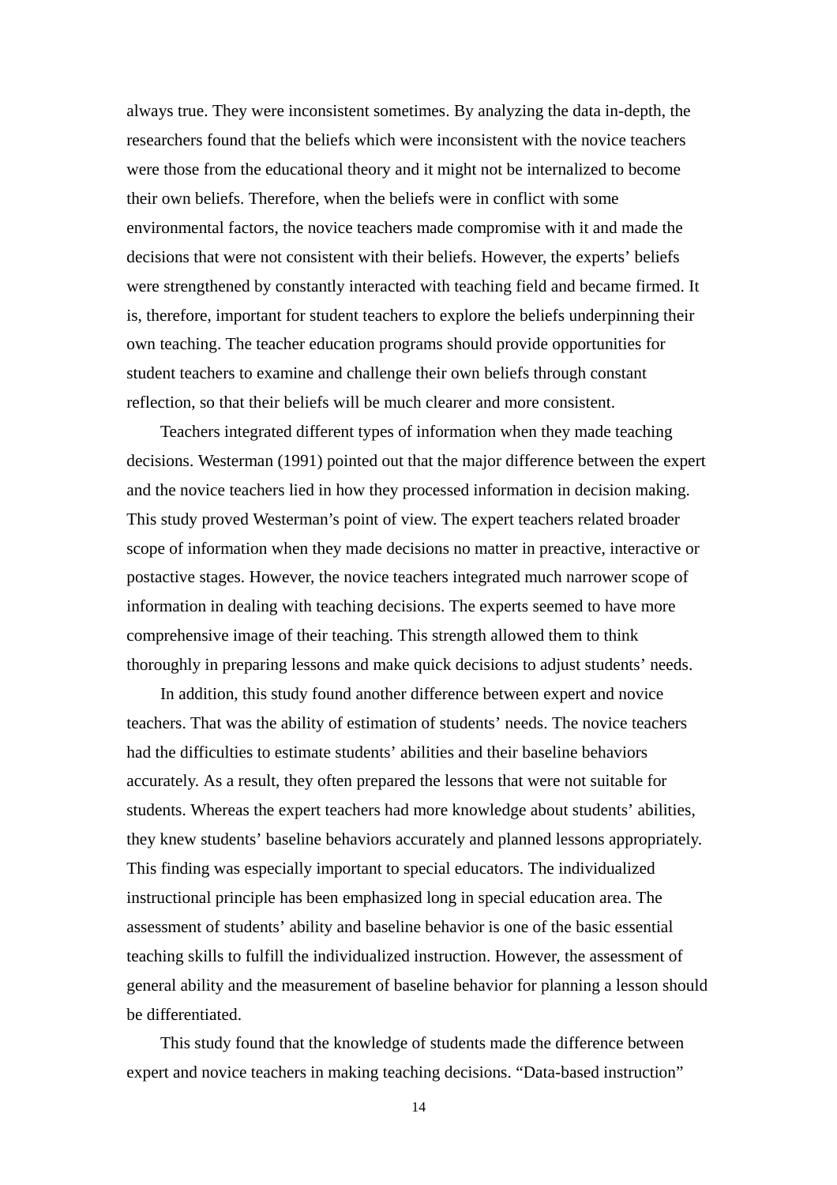always true. They were inconsistent sometimes. By analyzing the data in-depth, the researchers found that the beliefs which were inconsistent with the novice teachers were those from the educational theory and it might not be internalized to become their own beliefs. Therefore, when the beliefs were in conflict with some environmental factors, the novice teachers made compromise with it and made the decisions that were not consistent with their beliefs. However, the experts' beliefs were strengthened by constantly interacted with teaching field and became firmed. It is, therefore, important for student teachers to explore the beliefs underpinning their own teaching. The teacher education programs should provide opportunities for student teachers to examine and challenge their own beliefs through constant reflection, so that their beliefs will be much clearer and more consistent.

Teachers integrated different types of information when they made teaching decisions. Westerman (1991) pointed out that the major difference between the expert and the novice teachers lied in how they processed information in decision making. This study proved Westerman's point of view. The expert teachers related broader scope of information when they made decisions no matter in preactive, interactive or postactive stages. However, the novice teachers integrated much narrower scope of information in dealing with teaching decisions. The experts seemed to have more comprehensive image of their teaching. This strength allowed them to think thoroughly in preparing lessons and make quick decisions to adjust students' needs.

In addition, this study found another difference between expert and novice teachers. That was the ability of estimation of students' needs. The novice teachers had the difficulties to estimate students' abilities and their baseline behaviors accurately. As a result, they often prepared the lessons that were not suitable for students. Whereas the expert teachers had more knowledge about students' abilities, they knew students' baseline behaviors accurately and planned lessons appropriately. This finding was especially important to special educators. The individualized instructional principle has been emphasized long in special education area. The assessment of students' ability and baseline behavior is one of the basic essential teaching skills to fulfill the individualized instruction. However, the assessment of general ability and the measurement of baseline behavior for planning a lesson should be differentiated.

This study found that the knowledge of students made the difference between expert and novice teachers in making teaching decisions. "Data-based instruction"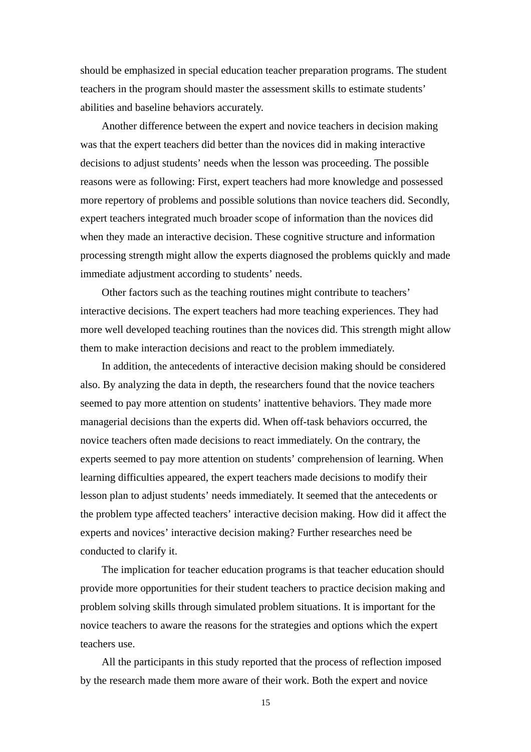should be emphasized in special education teacher preparation programs. The student teachers in the program should master the assessment skills to estimate students' abilities and baseline behaviors accurately.

Another difference between the expert and novice teachers in decision making was that the expert teachers did better than the novices did in making interactive decisions to adjust students' needs when the lesson was proceeding. The possible reasons were as following: First, expert teachers had more knowledge and possessed more repertory of problems and possible solutions than novice teachers did. Secondly, expert teachers integrated much broader scope of information than the novices did when they made an interactive decision. These cognitive structure and information processing strength might allow the experts diagnosed the problems quickly and made immediate adjustment according to students' needs.

Other factors such as the teaching routines might contribute to teachers' interactive decisions. The expert teachers had more teaching experiences. They had more well developed teaching routines than the novices did. This strength might allow them to make interaction decisions and react to the problem immediately.

In addition, the antecedents of interactive decision making should be considered also. By analyzing the data in depth, the researchers found that the novice teachers seemed to pay more attention on students' inattentive behaviors. They made more managerial decisions than the experts did. When off-task behaviors occurred, the novice teachers often made decisions to react immediately. On the contrary, the experts seemed to pay more attention on students' comprehension of learning. When learning difficulties appeared, the expert teachers made decisions to modify their lesson plan to adjust students' needs immediately. It seemed that the antecedents or the problem type affected teachers' interactive decision making. How did it affect the experts and novices' interactive decision making? Further researches need be conducted to clarify it.

The implication for teacher education programs is that teacher education should provide more opportunities for their student teachers to practice decision making and problem solving skills through simulated problem situations. It is important for the novice teachers to aware the reasons for the strategies and options which the expert teachers use.

All the participants in this study reported that the process of reflection imposed by the research made them more aware of their work. Both the expert and novice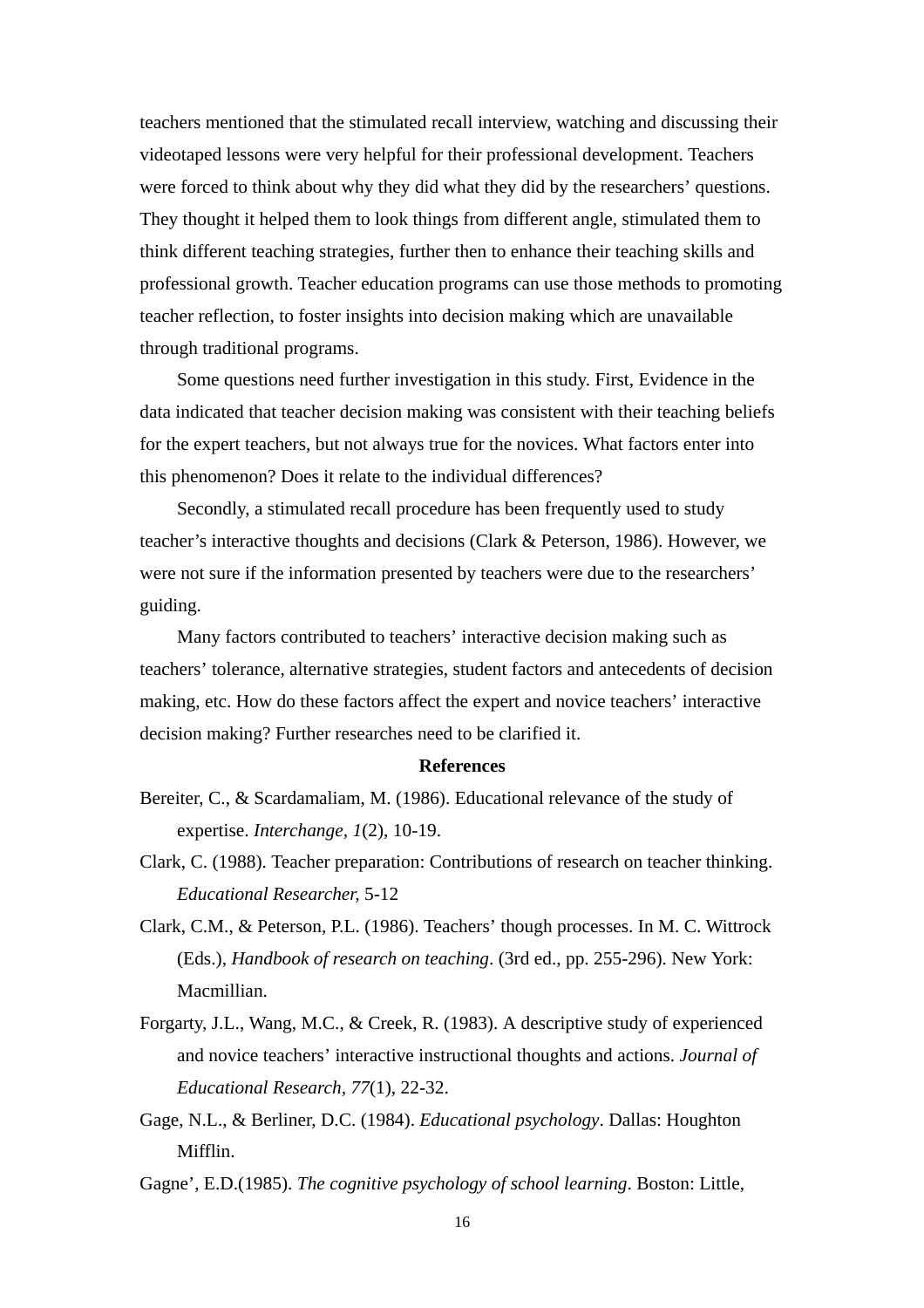teachers mentioned that the stimulated recall interview, watching and discussing their videotaped lessons were very helpful for their professional development. Teachers were forced to think about why they did what they did by the researchers' questions. They thought it helped them to look things from different angle, stimulated them to think different teaching strategies, further then to enhance their teaching skills and professional growth. Teacher education programs can use those methods to promoting teacher reflection, to foster insights into decision making which are unavailable through traditional programs.

Some questions need further investigation in this study. First, Evidence in the data indicated that teacher decision making was consistent with their teaching beliefs for the expert teachers, but not always true for the novices. What factors enter into this phenomenon? Does it relate to the individual differences?

Secondly, a stimulated recall procedure has been frequently used to study teacher's interactive thoughts and decisions (Clark & Peterson, 1986). However, we were not sure if the information presented by teachers were due to the researchers' guiding.

Many factors contributed to teachers' interactive decision making such as teachers' tolerance, alternative strategies, student factors and antecedents of decision making, etc. How do these factors affect the expert and novice teachers' interactive decision making? Further researches need to be clarified it.

**References**

Bereiter, C., & Scardamaliam, M. (1986). Educational relevance of the study of expertise. *Interchange, 1*(2), 10-19.

Clark, C. (1988). Teacher preparation: Contributions of research on teacher thinking. *Educational Researcher,* 5-12

Clark, C.M., & Peterson, P.L. (1986). Teachers' though processes. In M. C. Wittrock (Eds.), *Handbook of research on teaching*. (3rd ed., pp. 255-296). New York: Macmillian.

Forgarty, J.L., Wang, M.C., & Creek, R. (1983). A descriptive study of experienced and novice teachers' interactive instructional thoughts and actions. *Journal of Educational Research, 77*(1), 22-32.

Gage, N.L., & Berliner, D.C. (1984). *Educational psychology*. Dallas: Houghton Mifflin.

Gagne', E.D.(1985). *The cognitive psychology of school learning*. Boston: Little,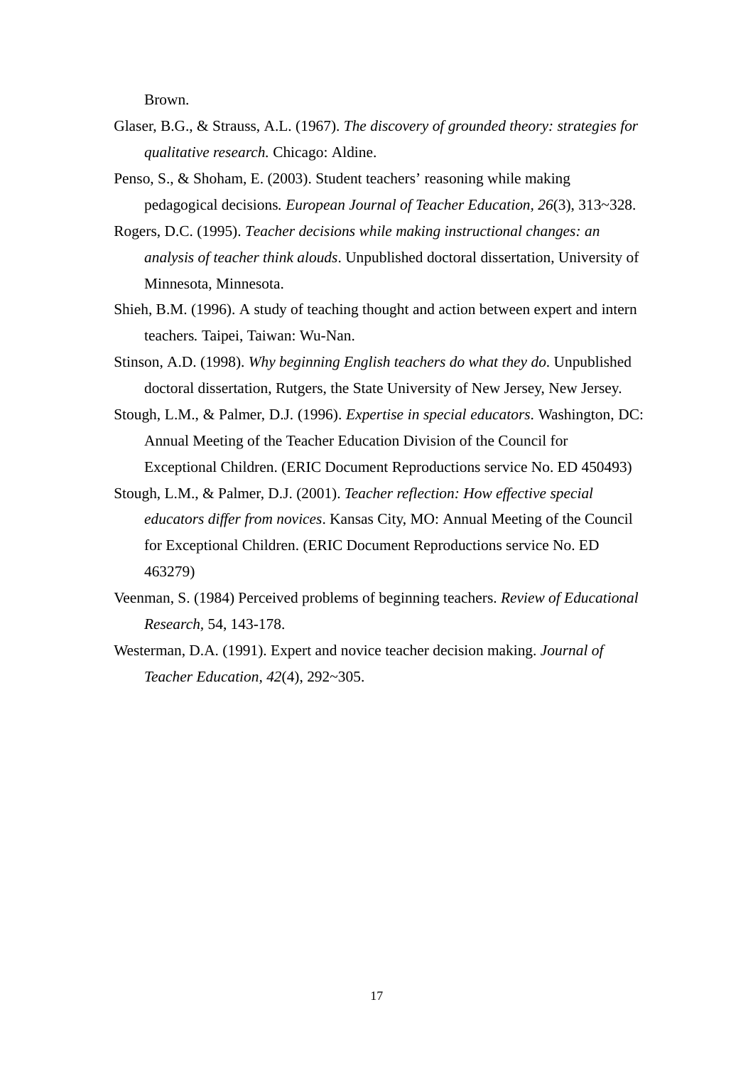Brown.

Glaser, B.G., & Strauss, A.L. (1967). *The discovery of grounded theory: strategies for qualitative research.* Chicago: Aldine.

Penso, S., & Shoham, E. (2003). Student teachers' reasoning while making pedagogical decisions. *European Journal of Teacher Education, 26*(3), 313~328.

Rogers, D.C. (1995). *Teacher decisions while making instructional changes: an analysis of teacher think alouds*. Unpublished doctoral dissertation, University of Minnesota, Minnesota.

Shieh, B.M. (1996). A study of teaching thought and action between expert and intern teachers. Taipei, Taiwan: Wu-Nan.

Stinson, A.D. (1998). *Why beginning English teachers do what they do*. Unpublished doctoral dissertation, Rutgers, the State University of New Jersey, New Jersey.

Stough, L.M., & Palmer, D.J. (1996). *Expertise in special educators*. Washington, DC: Annual Meeting of the Teacher Education Division of the Council for Exceptional Children. (ERIC Document Reproductions service No. ED 450493)

Stough, L.M., & Palmer, D.J. (2001). *Teacher reflection: How effective special educators differ from novices*. Kansas City, MO: Annual Meeting of the Council for Exceptional Children. (ERIC Document Reproductions service No. ED 463279)

Veenman, S. (1984) Perceived problems of beginning teachers. *Review of Educational Research*, 54, 143-178.

Westerman, D.A. (1991). Expert and novice teacher decision making. *Journal of Teacher Education, 42*(4), 292~305.